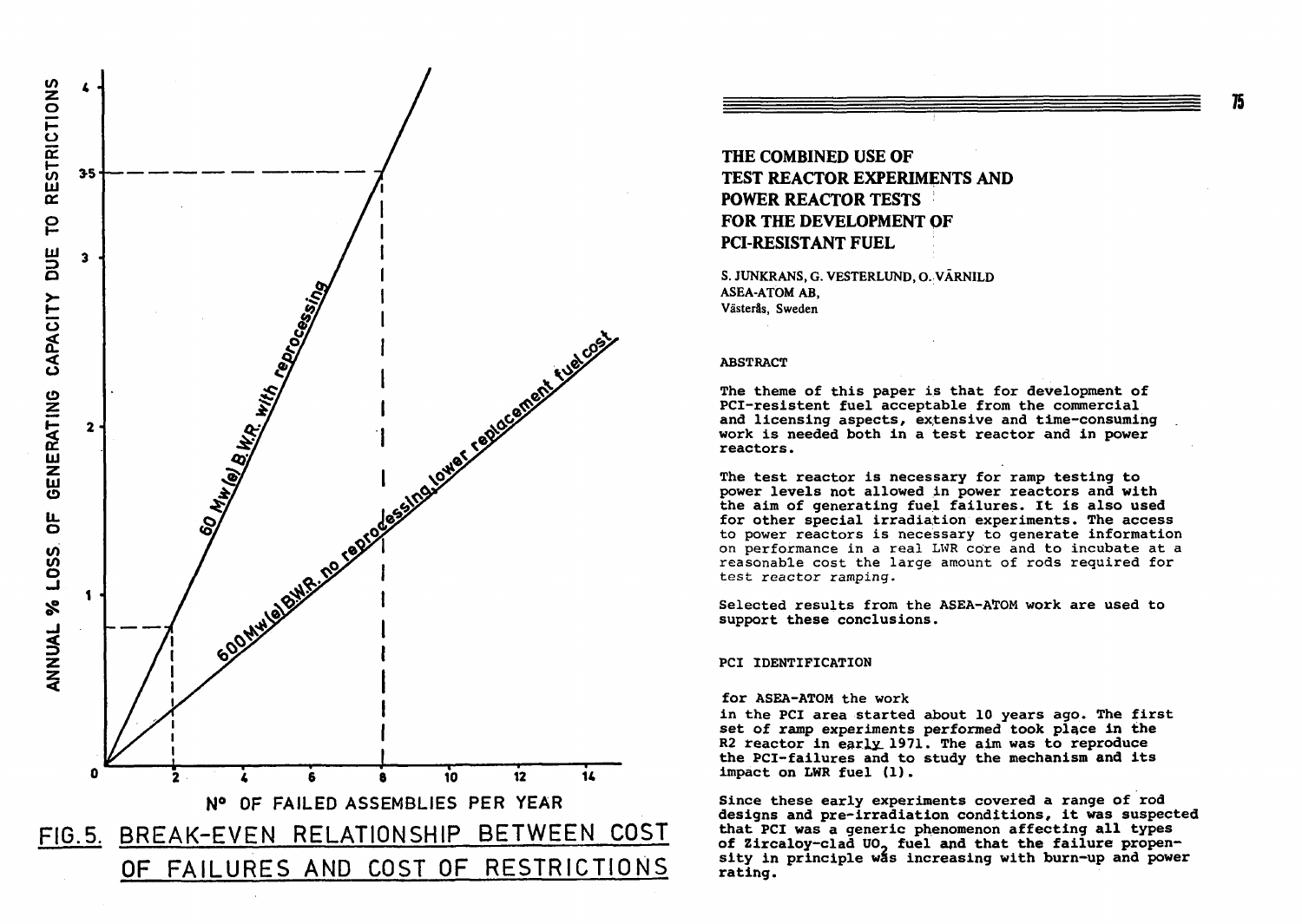FIG.5. BREAK-EVEN RELATIONSHIP BETWEEN COST OF FAILURES AND COST OF RESTRICTIONS

# THE COMBINED USE OF TEST REACTOR EXPERIMENTS AND POWER REACTOR TESTS FOR THE DEVELOPMENT OF PCI-RESISTANT FUEL

S. JUNKRANS, G. VESTERLUND, O. VÄRNILD
ASEA-ATOM AB,
Västerås, Sweden

## ABSTRACT

The theme of this paper is that for development of PCI-resistent fuel acceptable from the commercial and licensing aspects, extensive and time-consuming work is needed both in a test reactor and in power reactors.

The test reactor is necessary for ramp testing to power levels not allowed in power reactors and with the aim of generating fuel failures. It is also used for other special irradiation experiments. The access to power reactors is necessary to generate information on performance in a real LWR core and to incubate at a reasonable cost the large amount of rods required for test reactor ramping.

Selected results from the ASEA-ATOM work are used to support these conclusions.

## PCI IDENTIFICATION

for ASEA-ATOM the work in the PCI area started about 10 years ago. The first set of ramp experiments performed took place in the R2 reactor in early 1971. The aim was to reproduce the PCI-failures and to study the mechanism and its impact on LWR fuel (1).

Since these early experiments covered a range of rod designs and pre-irradiation conditions, it was suspected that PCI was a generic phenomenon affecting all types of Zircaloy-clad $UO_2$ fuel and that the failure propensity in principle was increasing with burn-up and power rating.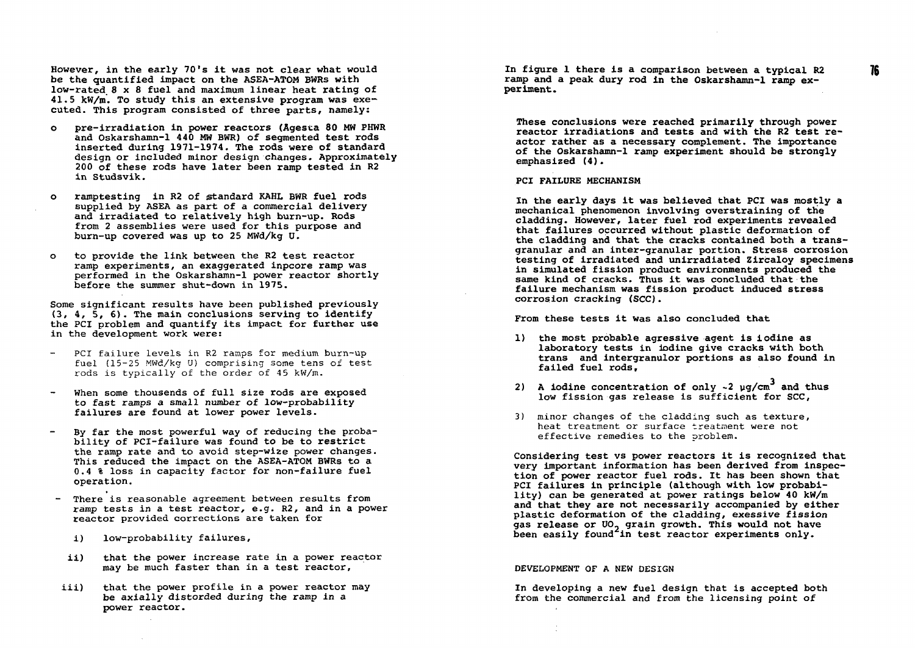However, in the early 70's it was not clear what would be the quantified impact on the ASEA-ATOM BWRs with low-rated 8 x 8 fuel and maximum linear heat rating of 41.5 kW/m. To study this an extensive program was executed. This program consisted of three parts, namely:

- pre-irradiation in power reactors (Ågesta 80 MW PHWR and Oskarshamn-1 440 MW BWR) of segmented test rods inserted during 1971-1974. The rods were of standard design or included minor design changes. Approximately 200 of these rods have later been ramp tested in R2 in Studsvik.
- ramptesting in R2 of standard KAHL BWR fuel rods supplied by ASEA as part of a commercial delivery and irradiated to relatively high burn-up. Rods from 2 assemblies were used for this purpose and burn-up covered was up to 25 MWd/kg U.
- to provide the link between the R2 test reactor ramp experiments, an exaggerated inpcore ramp was performed in the Oskarshamn-1 power reactor shortly before the summer shut-down in 1975.

Some significant results have been published previously (3, 4, 5, 6). The main conclusions serving to identify the PCI problem and quantify its impact for further use in the development work were:

- PCI failure levels in R2 ramps for medium burn-up fuel (15-25 MWd/kg U) comprising some tens of test rods is typically of the order of 45 kW/m.
- When some thousends of full size rods are exposed to fast ramps a small number of low-probability failures are found at lower power levels.
- By far the most powerful way of reducing the probability of PCI-failure was found to be to restrict the ramp rate and to avoid step-wize power changes. This reduced the impact on the ASEA-ATOM BWRs to a 0.4 % loss in capacity factor for non-failure fuel operation.
- There is reasonable agreement between results from ramp tests in a test reactor, e.g. R2, and in a power reactor provided corrections are taken for
  - i) low-probability failures,
  - ii) that the power increase rate in a power reactor may be much faster than in a test reactor,
  - iii) that the power profile in a power reactor may be axially distorded during the ramp in a power reactor.

In figure 1 there is a comparison between a typical R2 ramp and a peak dury rod in the Oskarshamn-1 ramp experiment.

These conclusions were reached primarily through power reactor irradiations and tests and with the R2 test reactor rather as a necessary complement. The importance of the Oskarshamn-1 ramp experiment should be strongly emphasized (4).

## PCI FAILURE MECHANISM

In the early days it was believed that PCI was mostly a mechanical phenomenon involving overstraining of the cladding. However, later fuel rod experiments revealed that failures occurred without plastic deformation of the cladding and that the cracks contained both a transgranular and an inter-granular portion. Stress corrosion testing of irradiated and unirradiated Zircaloy specimens in simulated fission product environments produced the same kind of cracks. Thus it was concluded that the failure mechanism was fission product induced stress corrosion cracking (SCC).

From these tests it was also concluded that

1) the most probable agressive agent is iodine as laboratory tests in iodine give cracks with both trans and intergranulor portions as also found in failed fuel rods,
2) A iodine concentration of only ~2 $\mu g/cm^3$ and thus low fission gas release is sufficient for SCC,
3) minor changes of the cladding such as texture, heat treatment or surface treatment were not effective remedies to the problem.

Considering test vs power reactors it is recognized that very important information has been derived from inspection of power reactor fuel rods. It has been shown that PCI failures in principle (although with low probability) can be generated at power ratings below 40 kW/m and that they are not necessarily accompanied by either plastic deformation of the cladding, exessive fission gas release or $UO_2$ grain growth. This would not have been easily found in test reactor experiments only.

## DEVELOPMENT OF A NEW DESIGN

In developing a new fuel design that is accepted both from the commercial and from the licensing point of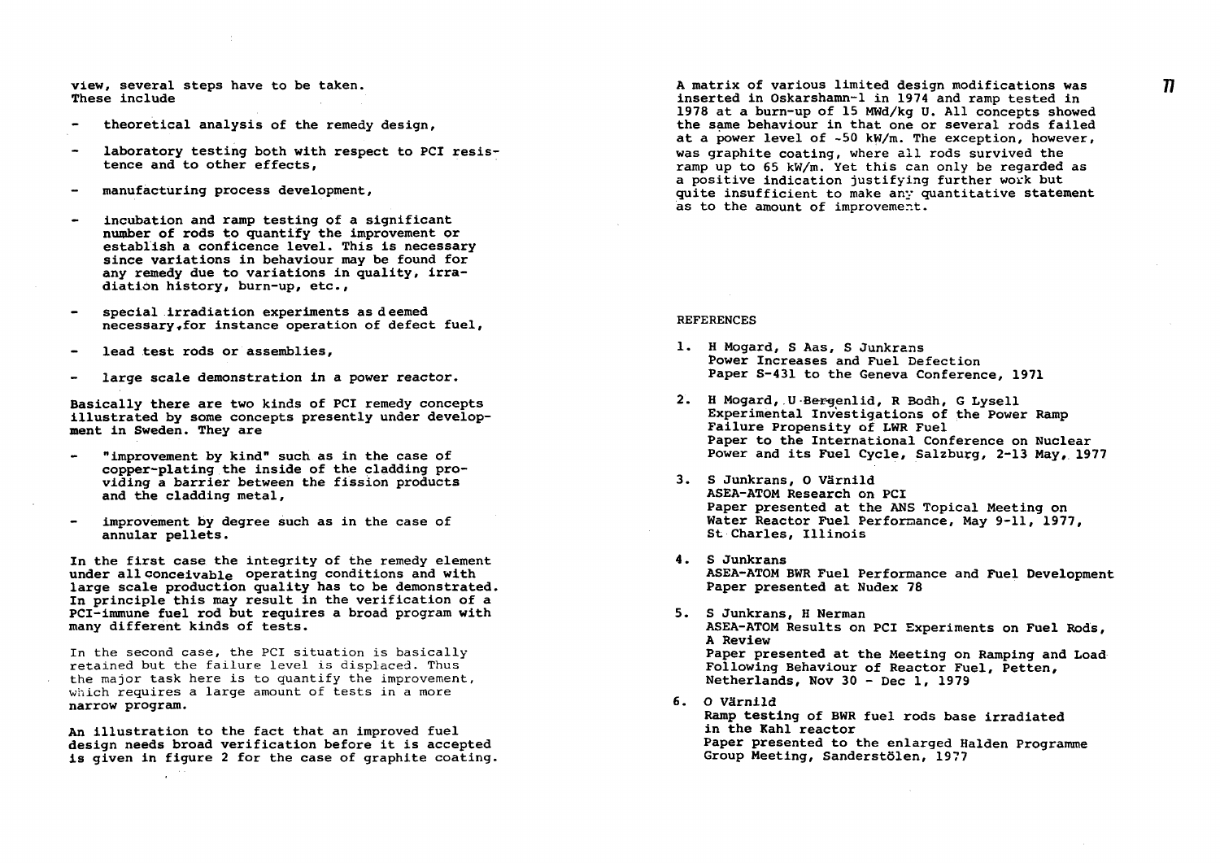view, several steps have to be taken. These include

- theoretical analysis of the remedy design,
- laboratory testing both with respect to PCI resistence and to other effects,
- manufacturing process development,
- incubation and ramp testing of a significant number of rods to quantify the improvement or establish a conficence level. This is necessary since variations in behaviour may be found for any remedy due to variations in quality, irradiation history, burn-up, etc.,
- special irradiation experiments as deemed necessary, for instance operation of defect fuel,
- lead test rods or assemblies,
- large scale demonstration in a power reactor.

Basically there are two kinds of PCI remedy concepts illustrated by some concepts presently under development in Sweden. They are

- "improvement by kind" such as in the case of copper-plating the inside of the cladding providing a barrier between the fission products and the cladding metal,
- improvement by degree such as in the case of annular pellets.

In the first case the integrity of the remedy element under all conceivable operating conditions and with large scale production quality has to be demonstrated. In principle this may result in the verification of a PCI-immune fuel rod but requires a broad program with many different kinds of tests.

In the second case, the PCI situation is basically retained but the failure level is displaced. Thus the major task here is to quantify the improvement, which requires a large amount of tests in a more narrow program.

An illustration to the fact that an improved fuel design needs broad verification before it is accepted is given in figure 2 for the case of graphite coating.

A matrix of various limited design modifications was inserted in Oskarshamn-1 in 1974 and ramp tested in 1978 at a burn-up of 15 MWd/kg U. All concepts showed the same behaviour in that one or several rods failed at a power level of ~50 kW/m. The exception, however, was graphite coating, where all rods survived the ramp up to 65 kW/m. Yet this can only be regarded as a positive indication justifying further work but quite insufficient to make any quantitative statement as to the amount of improvement.

## REFERENCES

1. H Mogard, S Aas, S Junkrans
   Power Increases and Fuel Defection
   Paper S-431 to the Geneva Conference, 1971
2. H Mogard, U Bergenlid, R Bodh, G Lysell
   Experimental Investigations of the Power Ramp Failure Propensity of LWR Fuel
   Paper to the International Conference on Nuclear Power and its Fuel Cycle, Salzburg, 2-13 May, 1977
3. S Junkrans, O Värnild
   ASEA-ATOM Research on PCI
   Paper presented at the ANS Topical Meeting on Water Reactor Fuel Performance, May 9-11, 1977, St Charles, Illinois
4. S Junkrans
   ASEA-ATOM BWR Fuel Performance and Fuel Development
   Paper presented at Nudex 78
5. S Junkrans, H Nerman
   ASEA-ATOM Results on PCI Experiments on Fuel Rods, A Review
   Paper presented at the Meeting on Ramping and Load Following Behaviour of Reactor Fuel, Petten, Netherlands, Nov 30 - Dec 1, 1979
6. O Värnild
   Ramp testing of BWR fuel rods base irradiated in the Kahl reactor
   Paper presented to the enlarged Halden Programme Group Meeting, Sanderstölen, 1977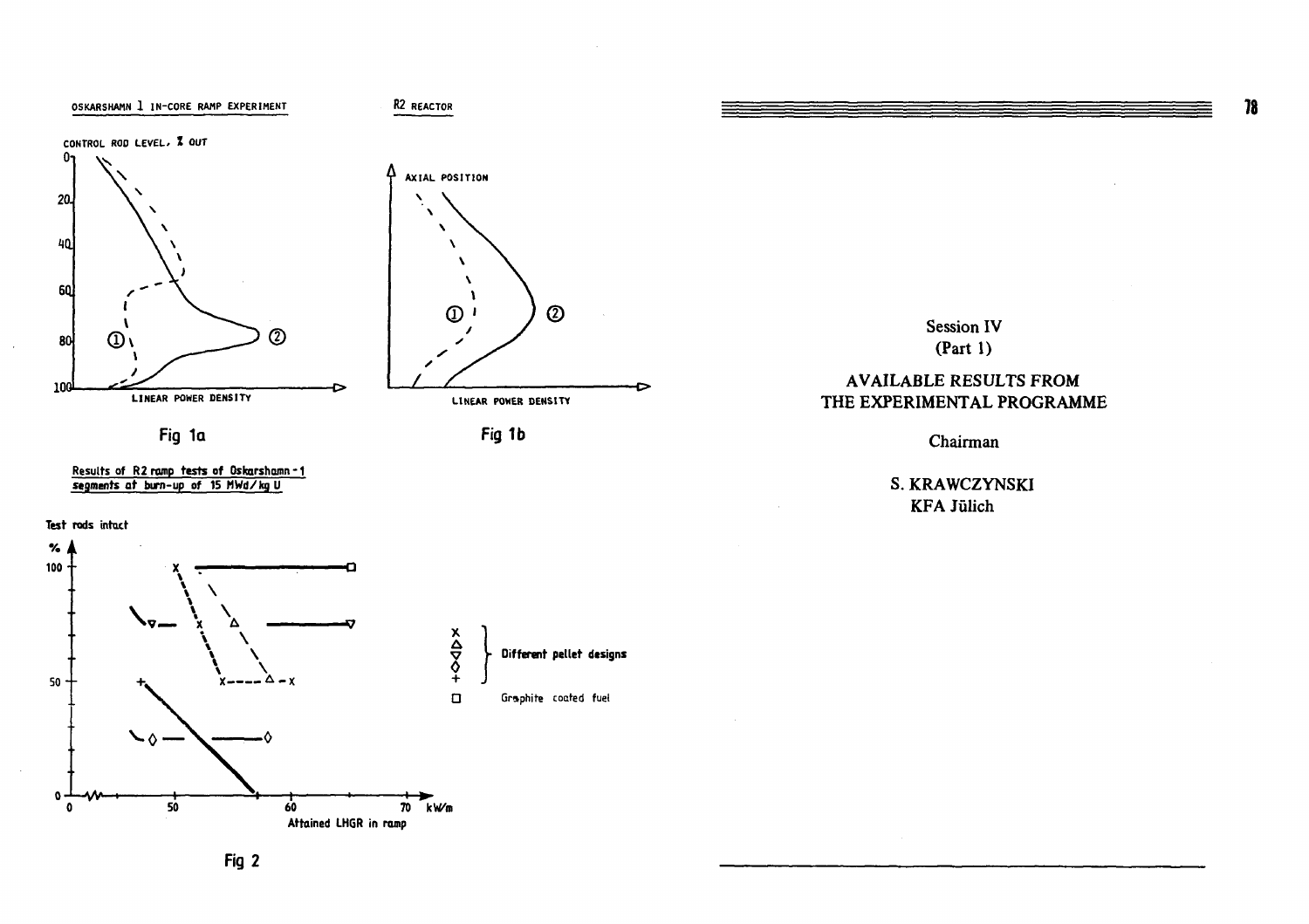OSKARSHAMN 1 IN-CORE RAMP EXPERIMENT

CONTROL ROD LEVEL, % OUT

0
20
40
60
80
100

①
②

LINEAR POWER DENSITY

Fig 1a

R2 REACTOR

AXIAL POSITION

①
②

LINEAR POWER DENSITY

Fig 1b

Results of R2 ramp tests of Oskarshamn-1 segments at burn-up of 15 MWd/kg U

Test rods intact

%

100

50

0

0
50
60
70 kW/m

Attained LHGR in ramp

× △ ▽ ◇ + } Different pellet designs

□ Graphite coated fuel

Fig 2

Session IV
(Part 1)

AVAILABLE RESULTS FROM
THE EXPERIMENTAL PROGRAMME

Chairman

S. KRAWCZYNSKI
KFA Jülich